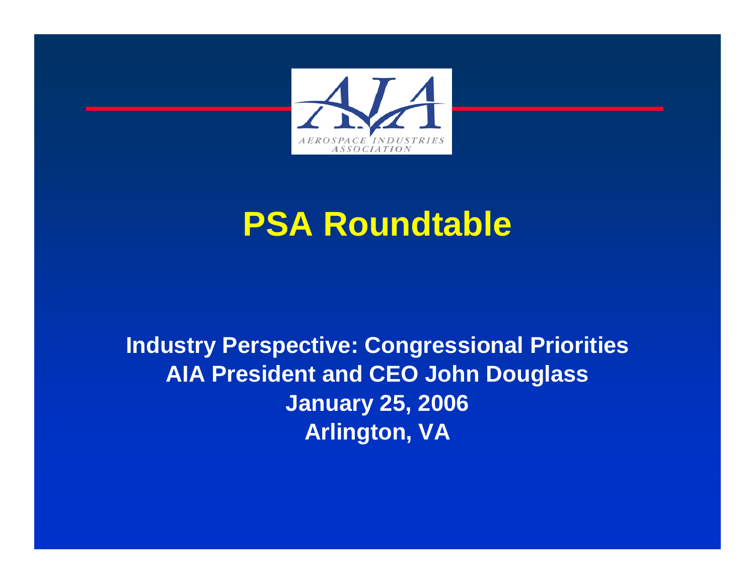AEROSPACE INDUSTRIES ASSOCIATION

# PSA Roundtable

**Industry Perspective: Congressional Priorities**
**AIA President and CEO John Douglass**
**January 25, 2006**
**Arlington, VA**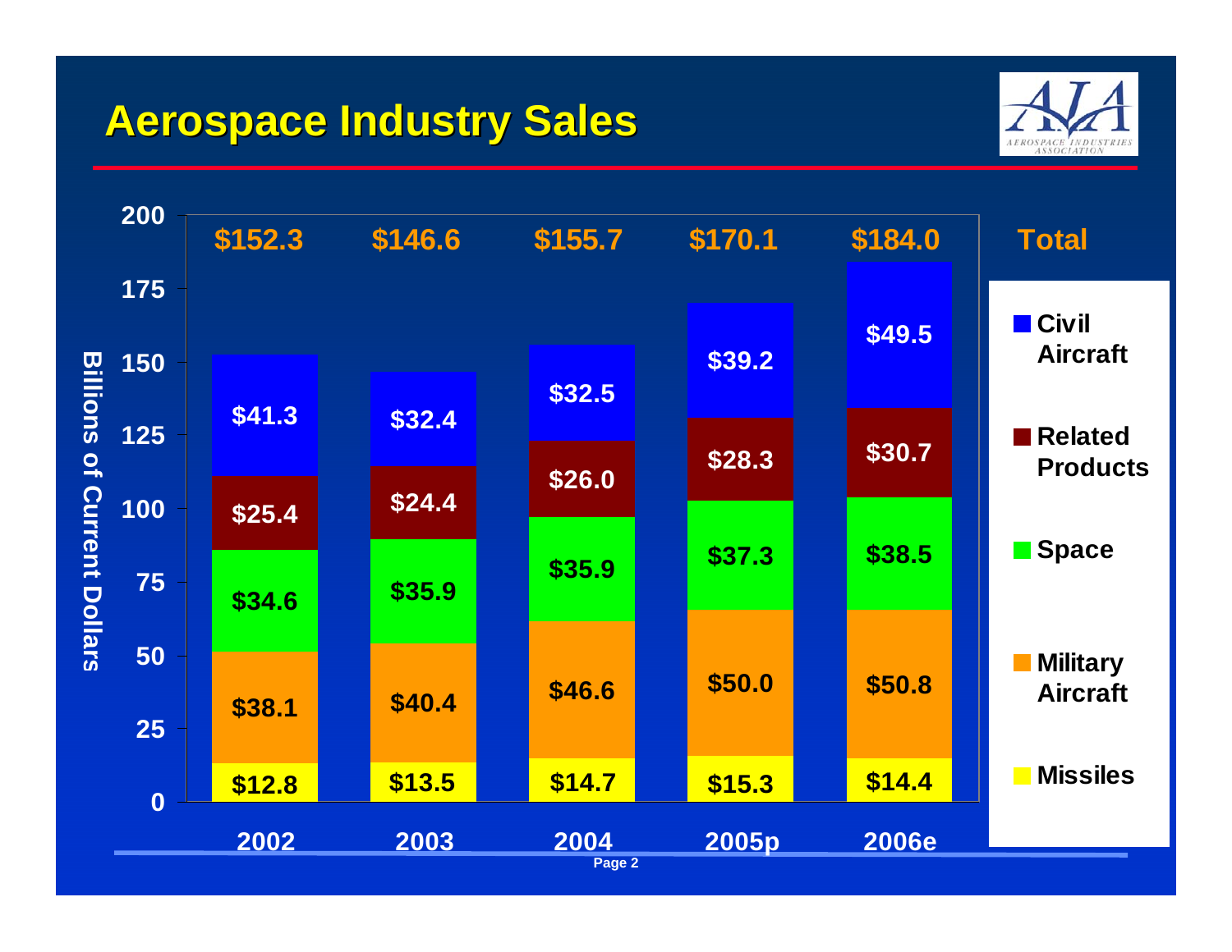# Aerospace Industry Sales

Billions of Current Dollars

| | 2002 | 2003 | 2004 | 2005p | 2006e |
|---|---|---|---|---|---|
| Civil Aircraft | $41.3 | $32.4 | $32.5 | $39.2 | $49.5 |
| Related Products | $25.4 | $24.4 | $26.0 | $28.3 | $30.7 |
| Space | $34.6 | $35.9 | $35.9 | $37.3 | $38.5 |
| Military Aircraft | $38.1 | $40.4 | $46.6 | $50.0 | $50.8 |
| Missiles | $12.8 | $13.5 | $14.7 | $15.3 | $14.4 |
| Total | $152.3 | $146.6 | $155.7 | $170.1 | $184.0 |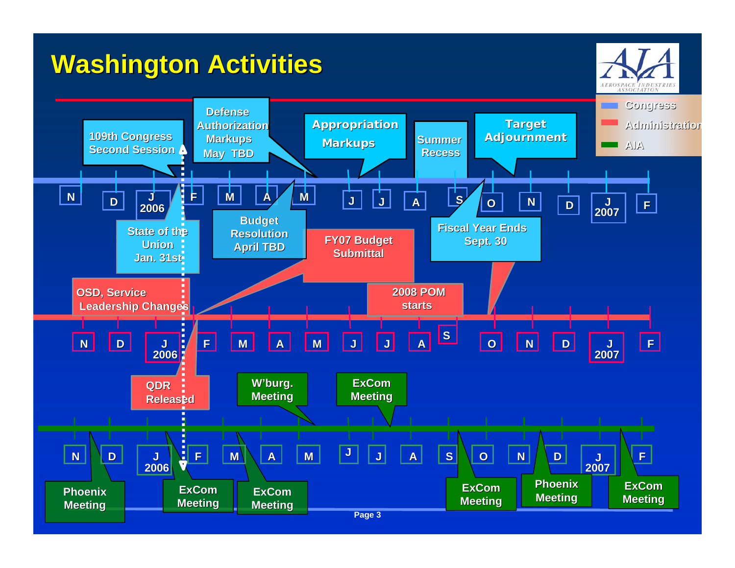# Washington Activities

**Legend:** Congress · Administration · AIA

## Congress

Timeline: N, D, J 2006, F, M, A, M, J, J, A, S, O, N, D, J 2007, F

- 109th Congress Second Session
- State of the Union Jan. 31st
- Defense Authorization Markups May TBD
- Budget Resolution April TBD
- Appropriation Markups
- Summer Recess
- Target Adjournment
- Fiscal Year Ends Sept. 30

## Administration

Timeline: N, D, J 2006, F, M, A, M, J, J, A, S, O, N, D, J 2007, F

- OSD, Service Leadership Changes
- FY07 Budget Submittal
- 2008 POM starts
- QDR Released

## AIA

Timeline: N, D, J 2006, F, M, A, M, J, J, A, S, O, N, D, J 2007, F

- Phoenix Meeting
- ExCom Meeting
- ExCom Meeting
- W'burg. Meeting
- ExCom Meeting
- ExCom Meeting
- Phoenix Meeting
- ExCom Meeting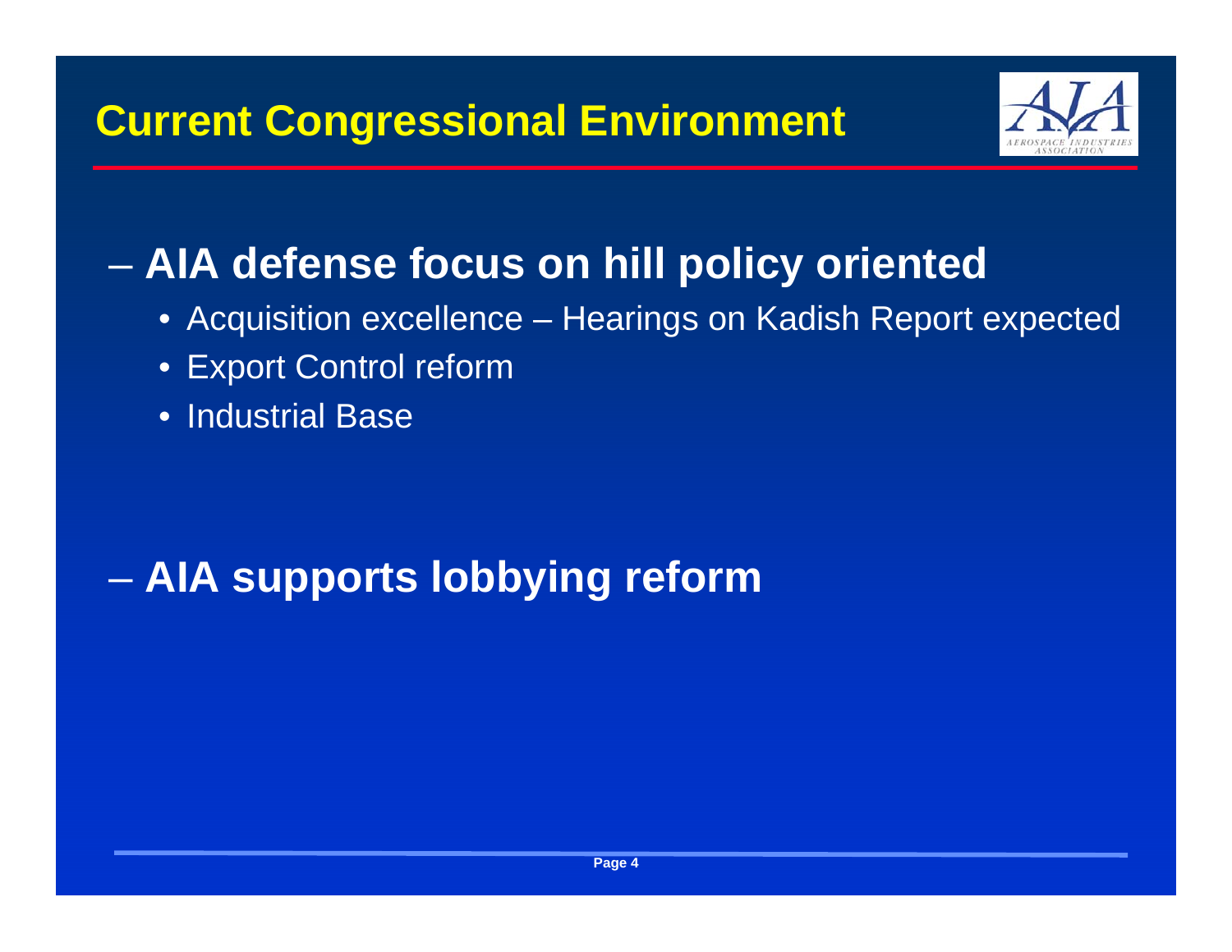# Current Congressional Environment

– **AIA defense focus on hill policy oriented**
  - Acquisition excellence – Hearings on Kadish Report expected
  - Export Control reform
  - Industrial Base

– **AIA supports lobbying reform**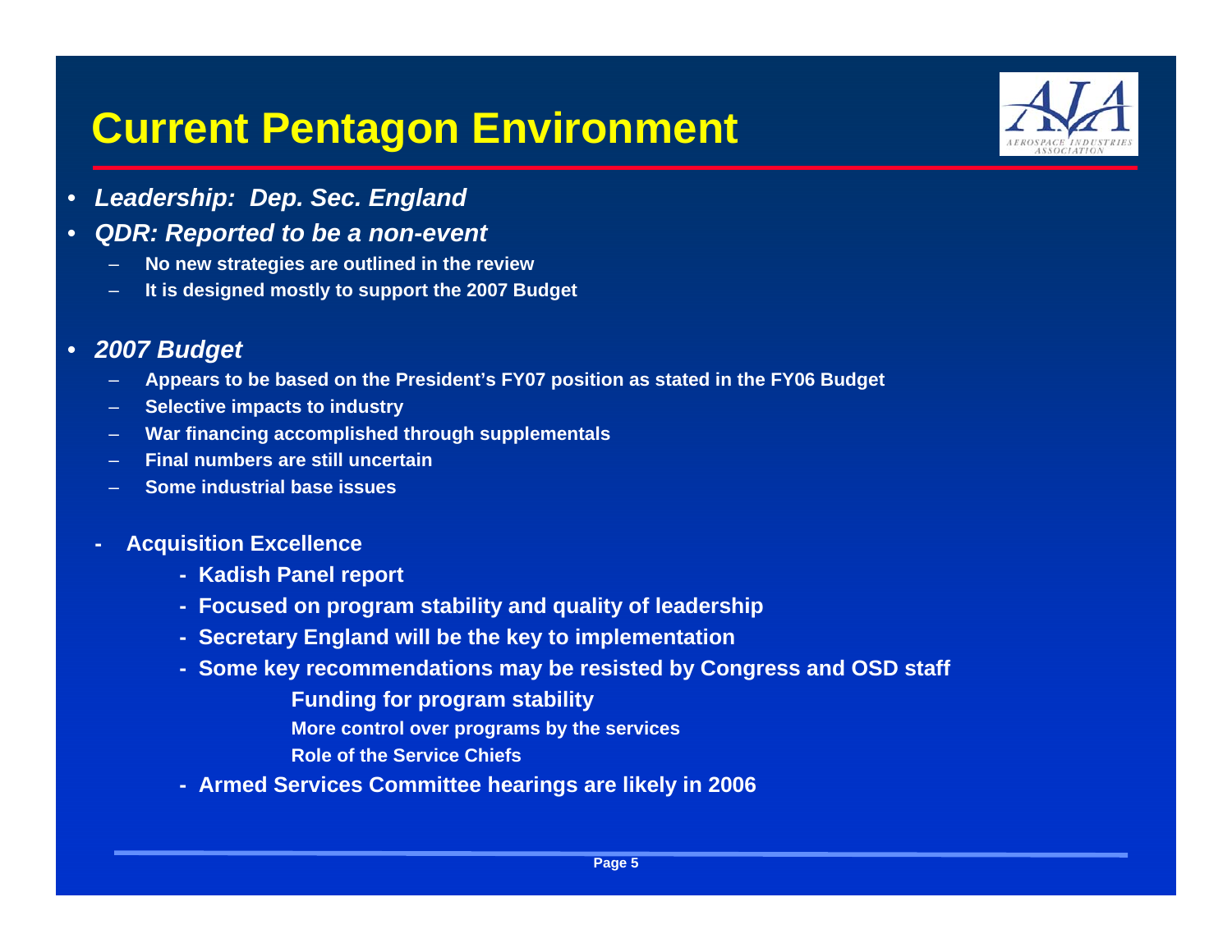# Current Pentagon Environment

- ***Leadership: Dep. Sec. England***
- ***QDR: Reported to be a non-event***
  - **No new strategies are outlined in the review**
  - **It is designed mostly to support the 2007 Budget**
- ***2007 Budget***
  - **Appears to be based on the President's FY07 position as stated in the FY06 Budget**
  - **Selective impacts to industry**
  - **War financing accomplished through supplementals**
  - **Final numbers are still uncertain**
  - **Some industrial base issues**

- **Acquisition Excellence**
  - **Kadish Panel report**
  - **Focused on program stability and quality of leadership**
  - **Secretary England will be the key to implementation**
  - **Some key recommendations may be resisted by Congress and OSD staff**
    - **Funding for program stability**
    - **More control over programs by the services**
    - **Role of the Service Chiefs**
  - **Armed Services Committee hearings are likely in 2006**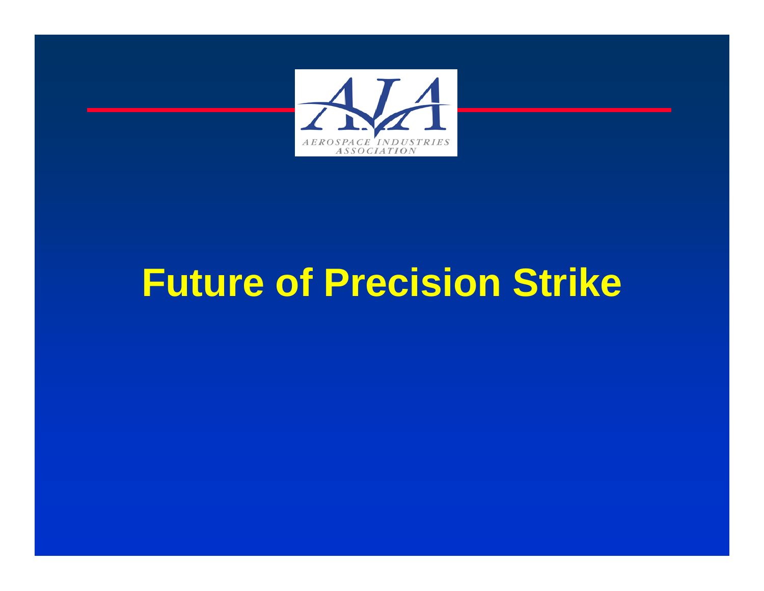AEROSPACE INDUSTRIES ASSOCIATION

# Future of Precision Strike